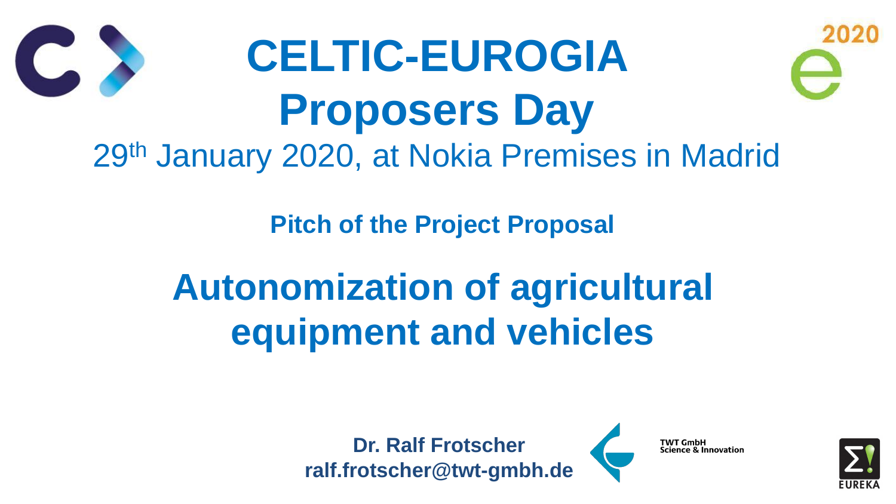# CELTIC-EUROGIA Proposers Day

29th January 2020, at Nokia Premises in Madrid

**Pitch of the Project Proposal**

# Autonomization of agricultural equipment and vehicles

**Dr. Ralf Frotscher**
**ralf.frotscher@twt-gmbh.de**

TWT GmbH
Science & Innovation

EUREKA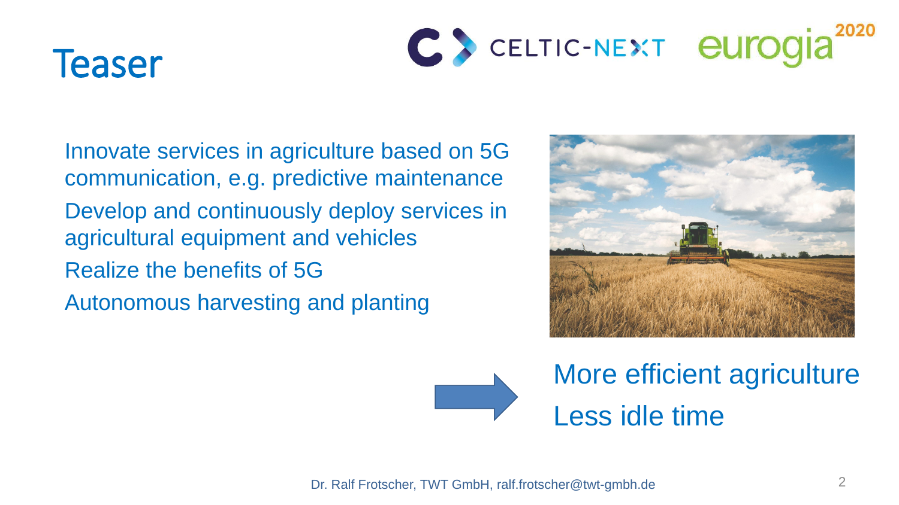# Teaser

- Innovate services in agriculture based on 5G communication, e.g. predictive maintenance
- Develop and continuously deploy services in agricultural equipment and vehicles
- Realize the benefits of 5G
- Autonomous harvesting and planting

→ More efficient agriculture
Less idle time

Dr. Ralf Frotscher, TWT GmbH, ralf.frotscher@twt-gmbh.de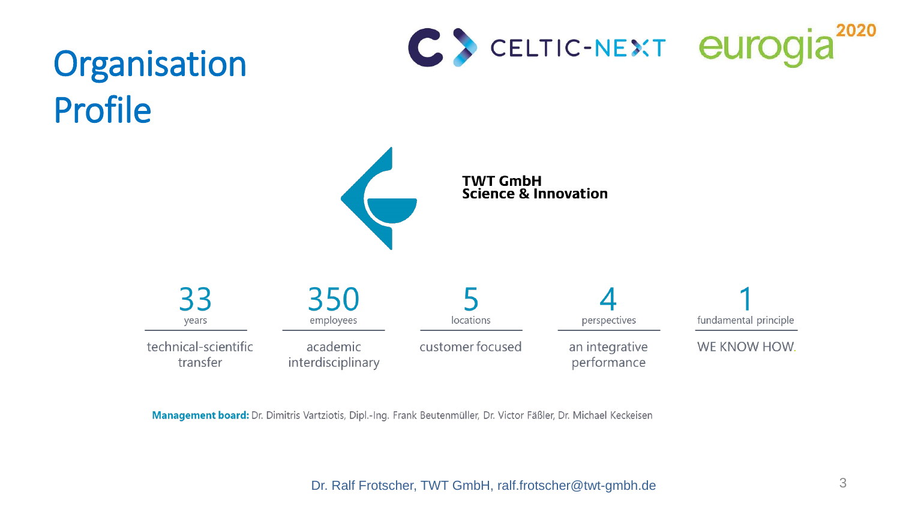# Organisation Profile

**TWT GmbH**
**Science & Innovation**

| 33 years | 350 employees | 5 locations | 4 perspectives | 1 fundamental principle |
|---|---|---|---|---|
| technical-scientific transfer | academic interdisciplinary | customer focused | an integrative performance | WE KNOW HOW. |

**Management board:** Dr. Dimitris Vartziotis, Dipl.-Ing. Frank Beutenmüller, Dr. Victor Fäßler, Dr. Michael Keckeisen

Dr. Ralf Frotscher, TWT GmbH, ralf.frotscher@twt-gmbh.de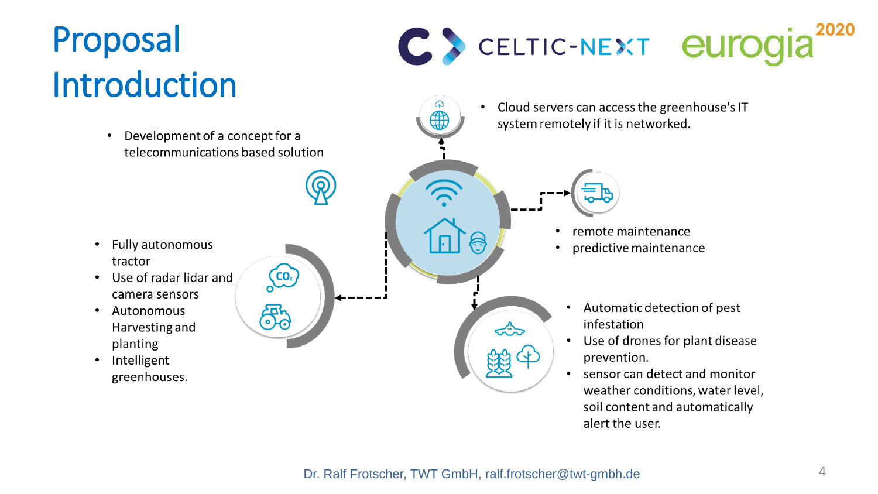# Proposal Introduction

- Development of a concept for a telecommunications based solution

- Fully autonomous tractor
- Use of radar lidar and camera sensors
- Autonomous Harvesting and planting
- Intelligent greenhouses.

- Cloud servers can access the greenhouse's IT system remotely if it is networked.

- remote maintenance
- predictive maintenance

- Automatic detection of pest infestation
- Use of drones for plant disease prevention.
- sensor can detect and monitor weather conditions, water level, soil content and automatically alert the user.

Dr. Ralf Frotscher, TWT GmbH, ralf.frotscher@twt-gmbh.de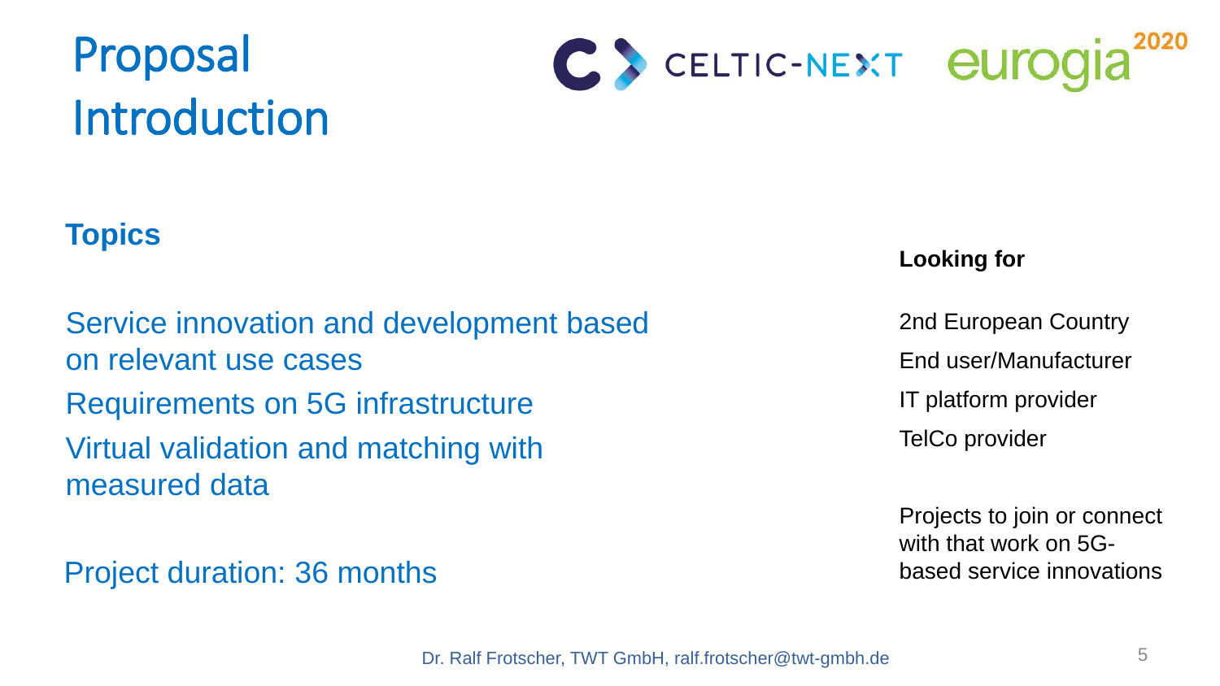# Proposal Introduction

CELTIC-NEXT eurogia2020

## Topics

Service innovation and development based on relevant use cases

Requirements on 5G infrastructure

Virtual validation and matching with measured data

Project duration: 36 months

**Looking for**

2nd European Country

End user/Manufacturer

IT platform provider

TelCo provider

Projects to join or connect with that work on 5G-based service innovations

Dr. Ralf Frotscher, TWT GmbH, ralf.frotscher@twt-gmbh.de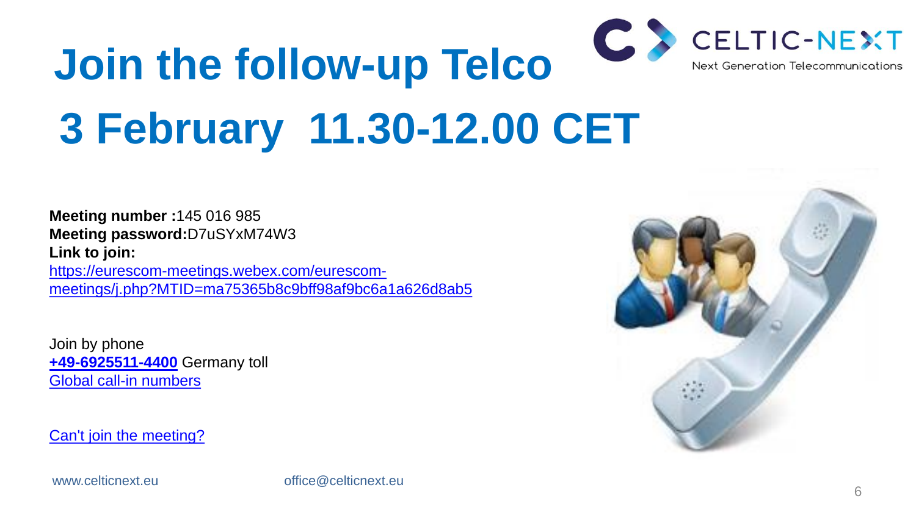# Join the follow-up Telco

# 3 February 11.30-12.00 CET

**Meeting number :**145 016 985
**Meeting password:**D7uSYxM74W3
**Link to join:**
https://eurescom-meetings.webex.com/eurescom-meetings/j.php?MTID=ma75365b8c9bff98af9bc6a1a626d8ab5

Join by phone
**+49-6925511-4400** Germany toll
Global call-in numbers

Can't join the meeting?

www.celticnext.eu office@celticnext.eu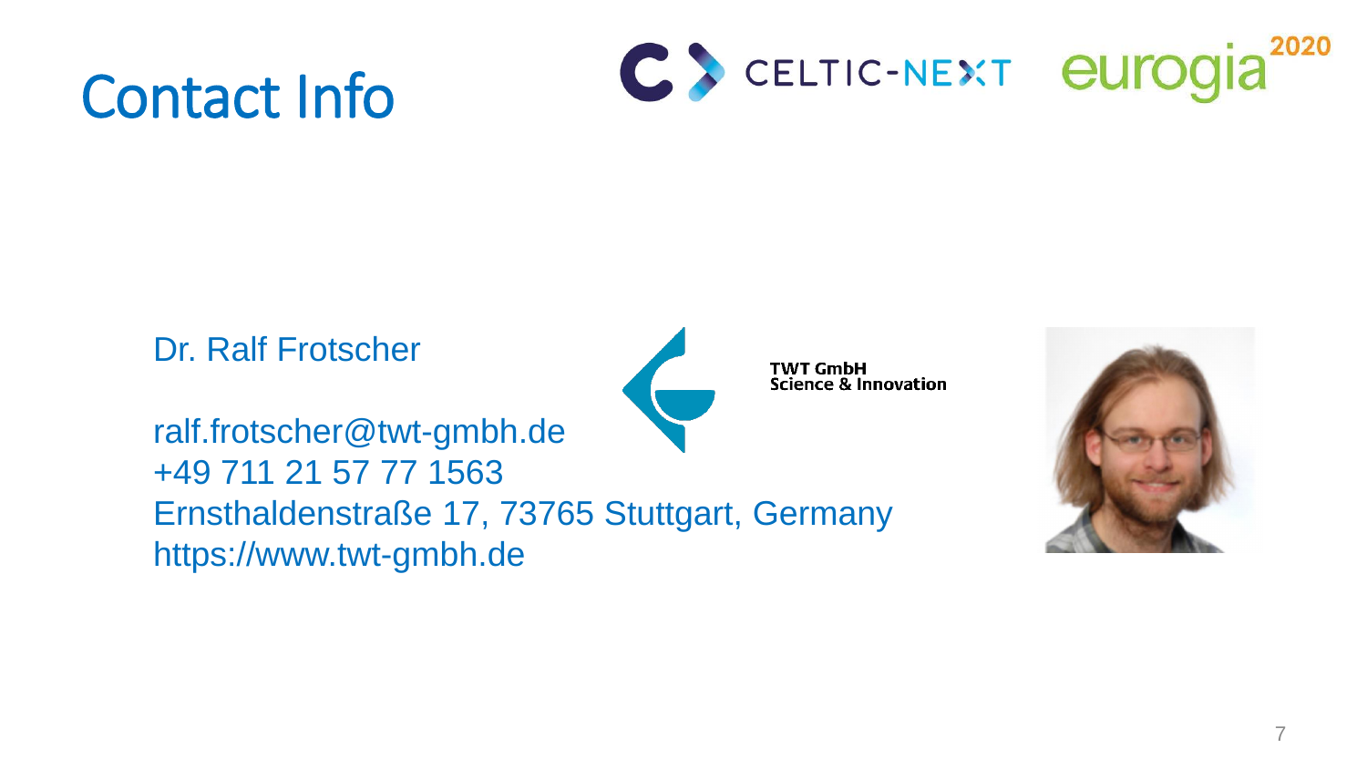# Contact Info

CELTIC-NEXT eurogia 2020

Dr. Ralf Frotscher

TWT GmbH
Science & Innovation

ralf.frotscher@twt-gmbh.de
+49 711 21 57 77 1563
Ernsthaldenstraße 17, 73765 Stuttgart, Germany
https://www.twt-gmbh.de